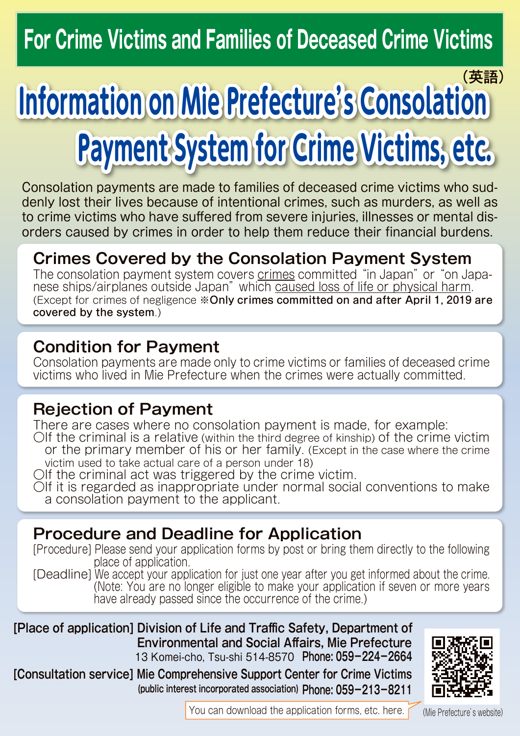## For Crime Victims and Families of Deceased Crime Victims

（英語）

# Information on Mie Prefecture's Consolation Payment System for Crime Victims, etc.

Consolation payments are made to families of deceased crime victims who suddenly lost their lives because of intentional crimes, such as murders, as well as to crime victims who have suffered from severe injuries, illnesses or mental disorders caused by crimes in order to help them reduce their financial burdens.

## Crimes Covered by the Consolation Payment System

The consolation payment system covers crimes committed "in Japan" or "on Japanese ships/airplanes outside Japan" which caused loss of life or physical harm. (Except for crimes of negligence ※**Only crimes committed on and after April 1, 2019 are covered by the system**.)

## Condition for Payment

Consolation payments are made only to crime victims or families of deceased crime victims who lived in Mie Prefecture when the crimes were actually committed.

## Rejection of Payment

There are cases where no consolation payment is made, for example:

- ○If the criminal is a relative (within the third degree of kinship) of the crime victim or the primary member of his or her family. (Except in the case where the crime victim used to take actual care of a person under 18)
- ○If the criminal act was triggered by the crime victim.
- ○If it is regarded as inappropriate under normal social conventions to make a consolation payment to the applicant.

## Procedure and Deadline for Application

[Procedure] Please send your application forms by post or bring them directly to the following place of application.

[Deadline] We accept your application for just one year after you get informed about the crime. (Note: You are no longer eligible to make your application if seven or more years have already passed since the occurrence of the crime.)

**[Place of application] Division of Life and Traffic Safety, Department of Environmental and Social Affairs, Mie Prefecture**
13 Komei-cho, Tsu-shi 514-8570 **Phone: 059-224-2664**

**[Consultation service] Mie Comprehensive Support Center for Crime Victims** (public interest incorporated association) **Phone: 059-213-8211**

You can download the application forms, etc. here.

(Mie Prefecture's website)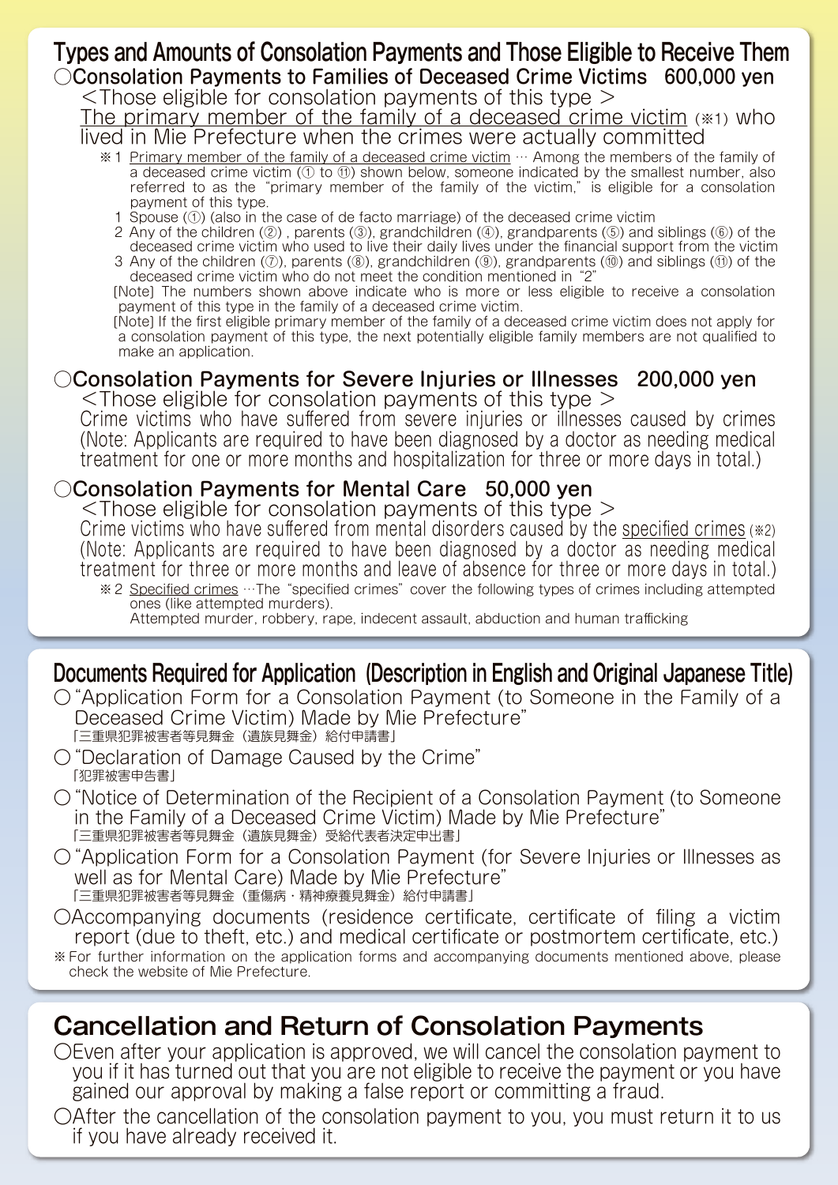## Types and Amounts of Consolation Payments and Those Eligible to Receive Them

### ○Consolation Payments to Families of Deceased Crime Victims　600,000 yen

＜Those eligible for consolation payments of this type＞

The primary member of the family of a deceased crime victim (※1) who lived in Mie Prefecture when the crimes were actually committed

※1 Primary member of the family of a deceased crime victim … Among the members of the family of a deceased crime victim (① to ⑪) shown below, someone indicated by the smallest number, also referred to as the "primary member of the family of the victim," is eligible for a consolation payment of this type.

1 Spouse (①) (also in the case of de facto marriage) of the deceased crime victim
2 Any of the children (②), parents (③), grandchildren (④), grandparents (⑤) and siblings (⑥) of the deceased crime victim who used to live their daily lives under the financial support from the victim
3 Any of the children (⑦), parents (⑧), grandchildren (⑨), grandparents (⑩) and siblings (⑪) of the deceased crime victim who do not meet the condition mentioned in "2"

[Note] The numbers shown above indicate who is more or less eligible to receive a consolation payment of this type in the family of a deceased crime victim.
[Note] If the first eligible primary member of the family of a deceased crime victim does not apply for a consolation payment of this type, the next potentially eligible family members are not qualified to make an application.

### ○Consolation Payments for Severe Injuries or Illnesses　200,000 yen

＜Those eligible for consolation payments of this type＞

Crime victims who have suffered from severe injuries or illnesses caused by crimes (Note: Applicants are required to have been diagnosed by a doctor as needing medical treatment for one or more months and hospitalization for three or more days in total.)

### ○Consolation Payments for Mental Care　50,000 yen

＜Those eligible for consolation payments of this type＞

Crime victims who have suffered from mental disorders caused by the specified crimes (※2) (Note: Applicants are required to have been diagnosed by a doctor as needing medical treatment for three or more months and leave of absence for three or more days in total.)

※2 Specified crimes …The "specified crimes" cover the following types of crimes including attempted ones (like attempted murders).
Attempted murder, robbery, rape, indecent assault, abduction and human trafficking

## Documents Required for Application (Description in English and Original Japanese Title)

- ○"Application Form for a Consolation Payment (to Someone in the Family of a Deceased Crime Victim) Made by Mie Prefecture"
  「三重県犯罪被害者等見舞金（遺族見舞金）給付申請書」
- ○"Declaration of Damage Caused by the Crime"
  「犯罪被害申告書」
- ○"Notice of Determination of the Recipient of a Consolation Payment (to Someone in the Family of a Deceased Crime Victim) Made by Mie Prefecture"
  「三重県犯罪被害者等見舞金（遺族見舞金）受給代表者決定申出書」
- ○"Application Form for a Consolation Payment (for Severe Injuries or Illnesses as well as for Mental Care) Made by Mie Prefecture"
  「三重県犯罪被害者等見舞金（重傷病・精神療養見舞金）給付申請書」
- ○Accompanying documents (residence certificate, certificate of filing a victim report (due to theft, etc.) and medical certificate or postmortem certificate, etc.)

※For further information on the application forms and accompanying documents mentioned above, please check the website of Mie Prefecture.

## Cancellation and Return of Consolation Payments

○Even after your application is approved, we will cancel the consolation payment to you if it has turned out that you are not eligible to receive the payment or you have gained our approval by making a false report or committing a fraud.

○After the cancellation of the consolation payment to you, you must return it to us if you have already received it.